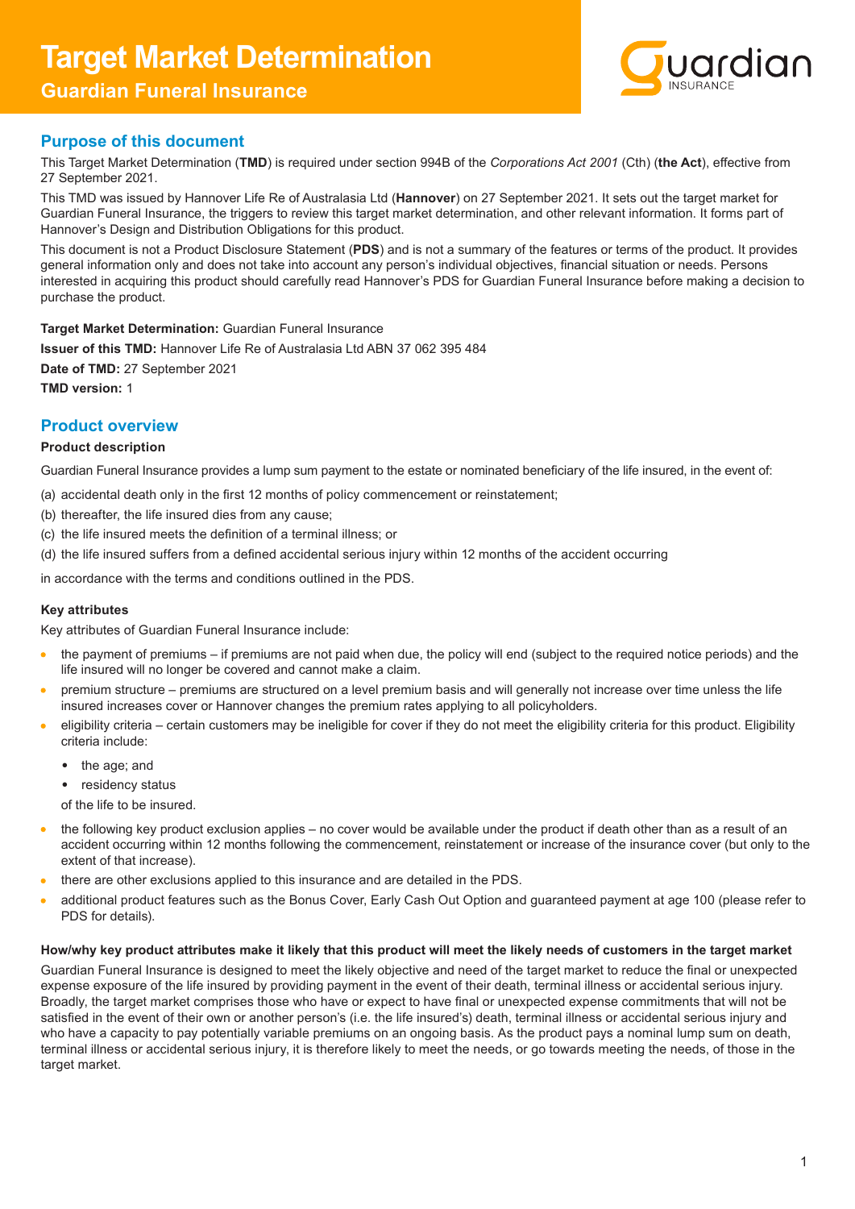# Target Market Determination

## Guardian Funeral Insurance

## Purpose of this document

This Target Market Determination (**TMD**) is required under section 994B of the *Corporations Act 2001* (Cth) (**the Act**), effective from 27 September 2021.

This TMD was issued by Hannover Life Re of Australasia Ltd (**Hannover**) on 27 September 2021. It sets out the target market for Guardian Funeral Insurance, the triggers to review this target market determination, and other relevant information. It forms part of Hannover's Design and Distribution Obligations for this product.

This document is not a Product Disclosure Statement (**PDS**) and is not a summary of the features or terms of the product. It provides general information only and does not take into account any person's individual objectives, financial situation or needs. Persons interested in acquiring this product should carefully read Hannover's PDS for Guardian Funeral Insurance before making a decision to purchase the product.

**Target Market Determination:** Guardian Funeral Insurance

**Issuer of this TMD:** Hannover Life Re of Australasia Ltd ABN 37 062 395 484

**Date of TMD:** 27 September 2021

**TMD version:** 1

## Product overview

### Product description

Guardian Funeral Insurance provides a lump sum payment to the estate or nominated beneficiary of the life insured, in the event of:

(a) accidental death only in the first 12 months of policy commencement or reinstatement;

(b) thereafter, the life insured dies from any cause;

(c) the life insured meets the definition of a terminal illness; or

(d) the life insured suffers from a defined accidental serious injury within 12 months of the accident occurring

in accordance with the terms and conditions outlined in the PDS.

### Key attributes

Key attributes of Guardian Funeral Insurance include:

- the payment of premiums – if premiums are not paid when due, the policy will end (subject to the required notice periods) and the life insured will no longer be covered and cannot make a claim.
- premium structure – premiums are structured on a level premium basis and will generally not increase over time unless the life insured increases cover or Hannover changes the premium rates applying to all policyholders.
- eligibility criteria – certain customers may be ineligible for cover if they do not meet the eligibility criteria for this product. Eligibility criteria include:
  - the age; and
  - residency status

  of the life to be insured.
- the following key product exclusion applies – no cover would be available under the product if death other than as a result of an accident occurring within 12 months following the commencement, reinstatement or increase of the insurance cover (but only to the extent of that increase).
- there are other exclusions applied to this insurance and are detailed in the PDS.
- additional product features such as the Bonus Cover, Early Cash Out Option and guaranteed payment at age 100 (please refer to PDS for details).

### How/why key product attributes make it likely that this product will meet the likely needs of customers in the target market

Guardian Funeral Insurance is designed to meet the likely objective and need of the target market to reduce the final or unexpected expense exposure of the life insured by providing payment in the event of their death, terminal illness or accidental serious injury. Broadly, the target market comprises those who have or expect to have final or unexpected expense commitments that will not be satisfied in the event of their own or another person's (i.e. the life insured's) death, terminal illness or accidental serious injury and who have a capacity to pay potentially variable premiums on an ongoing basis. As the product pays a nominal lump sum on death, terminal illness or accidental serious injury, it is therefore likely to meet the needs, or go towards meeting the needs, of those in the target market.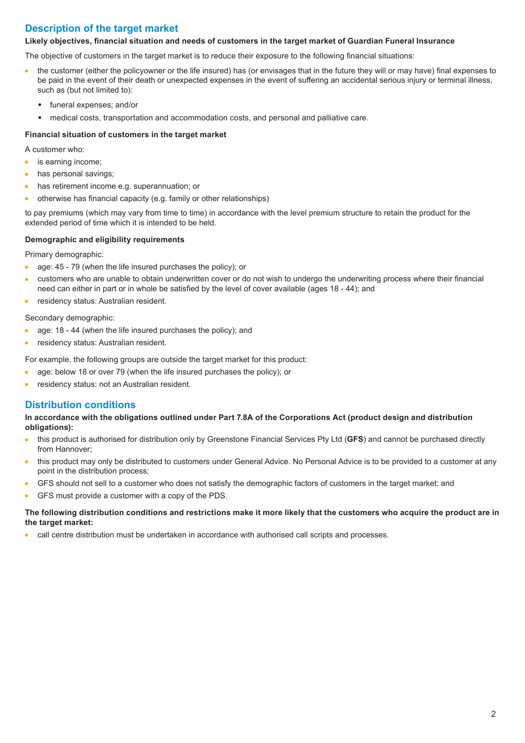## Description of the target market

**Likely objectives, financial situation and needs of customers in the target market of Guardian Funeral Insurance**

The objective of customers in the target market is to reduce their exposure to the following financial situations:

- the customer (either the policyowner or the life insured) has (or envisages that in the future they will or may have) final expenses to be paid in the event of their death or unexpected expenses in the event of suffering an accidental serious injury or terminal illness, such as (but not limited to):
  - funeral expenses; and/or
  - medical costs, transportation and accommodation costs, and personal and palliative care.

**Financial situation of customers in the target market**

A customer who:

- is earning income;
- has personal savings;
- has retirement income e.g. superannuation; or
- otherwise has financial capacity (e.g. family or other relationships)

to pay premiums (which may vary from time to time) in accordance with the level premium structure to retain the product for the extended period of time which it is intended to be held.

**Demographic and eligibility requirements**

Primary demographic:

- age: 45 - 79 (when the life insured purchases the policy); or
- customers who are unable to obtain underwritten cover or do not wish to undergo the underwriting process where their financial need can either in part or in whole be satisfied by the level of cover available (ages 18 - 44); and
- residency status: Australian resident.

Secondary demographic:

- age: 18 - 44 (when the life insured purchases the policy); and
- residency status: Australian resident.

For example, the following groups are outside the target market for this product:

- age: below 18 or over 79 (when the life insured purchases the policy); or
- residency status: not an Australian resident.

## Distribution conditions

**In accordance with the obligations outlined under Part 7.8A of the Corporations Act (product design and distribution obligations):**

- this product is authorised for distribution only by Greenstone Financial Services Pty Ltd (**GFS**) and cannot be purchased directly from Hannover;
- this product may only be distributed to customers under General Advice. No Personal Advice is to be provided to a customer at any point in the distribution process;
- GFS should not sell to a customer who does not satisfy the demographic factors of customers in the target market; and
- GFS must provide a customer with a copy of the PDS.

**The following distribution conditions and restrictions make it more likely that the customers who acquire the product are in the target market:**

- call centre distribution must be undertaken in accordance with authorised call scripts and processes.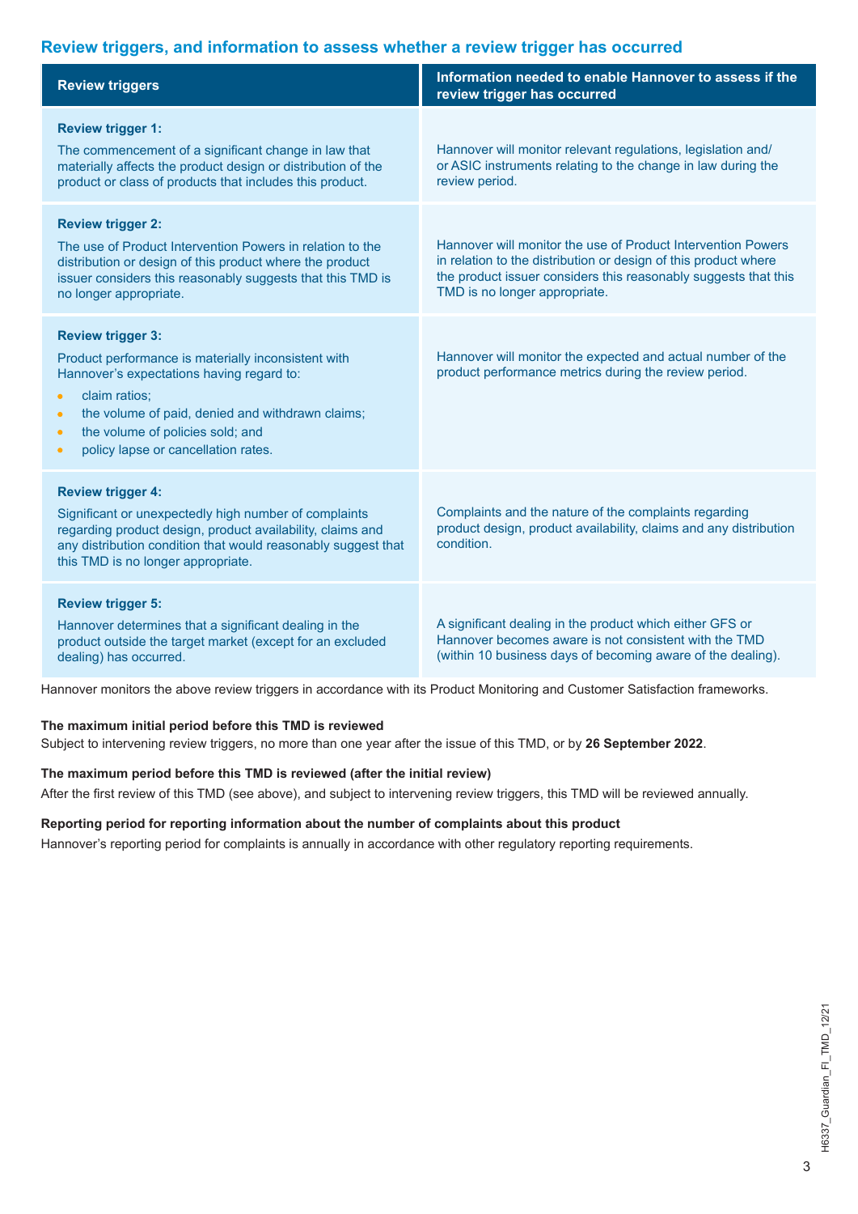## Review triggers, and information to assess whether a review trigger has occurred

| Review triggers | Information needed to enable Hannover to assess if the review trigger has occurred |
|---|---|
| **Review trigger 1:** The commencement of a significant change in law that materially affects the product design or distribution of the product or class of products that includes this product. | Hannover will monitor relevant regulations, legislation and/or ASIC instruments relating to the change in law during the review period. |
| **Review trigger 2:** The use of Product Intervention Powers in relation to the distribution or design of this product where the product issuer considers this reasonably suggests that this TMD is no longer appropriate. | Hannover will monitor the use of Product Intervention Powers in relation to the distribution or design of this product where the product issuer considers this reasonably suggests that this TMD is no longer appropriate. |
| **Review trigger 3:** Product performance is materially inconsistent with Hannover's expectations having regard to:<br>• claim ratios;<br>• the volume of paid, denied and withdrawn claims;<br>• the volume of policies sold; and<br>• policy lapse or cancellation rates. | Hannover will monitor the expected and actual number of the product performance metrics during the review period. |
| **Review trigger 4:** Significant or unexpectedly high number of complaints regarding product design, product availability, claims and any distribution condition that would reasonably suggest that this TMD is no longer appropriate. | Complaints and the nature of the complaints regarding product design, product availability, claims and any distribution condition. |
| **Review trigger 5:** Hannover determines that a significant dealing in the product outside the target market (except for an excluded dealing) has occurred. | A significant dealing in the product which either GFS or Hannover becomes aware is not consistent with the TMD (within 10 business days of becoming aware of the dealing). |

Hannover monitors the above review triggers in accordance with its Product Monitoring and Customer Satisfaction frameworks.

**The maximum initial period before this TMD is reviewed**

Subject to intervening review triggers, no more than one year after the issue of this TMD, or by **26 September 2022**.

**The maximum period before this TMD is reviewed (after the initial review)**

After the first review of this TMD (see above), and subject to intervening review triggers, this TMD will be reviewed annually.

**Reporting period for reporting information about the number of complaints about this product**

Hannover's reporting period for complaints is annually in accordance with other regulatory reporting requirements.

H6337_Guardian_FI_TMD_12/21